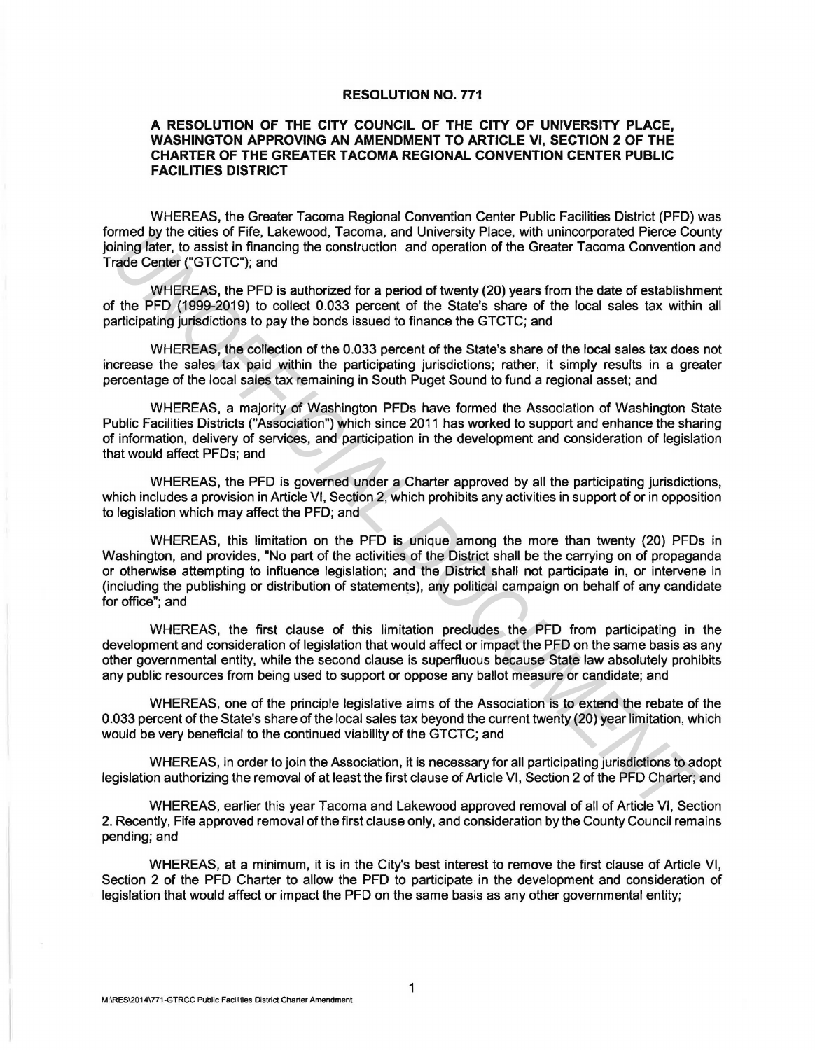# RESOLUTION NO. 771

## A RESOLUTION OF THE CITY COUNCIL OF THE CITY OF UNIVERSITY PLACE, WASHINGTON APPROVING AN AMENDMENT TO ARTICLE VI, SECTION 2 OF THE CHARTER OF THE GREATER TACOMA REGIONAL CONVENTION CENTER PUBLIC FACILITIES DISTRICT

WHEREAS, the Greater Tacoma Regional Convention Center Public Facilities District (PFD) was formed by the cities of Fife, Lakewood, Tacoma, and University Place, with unincorporated Pierce County joining later, to assist in financing the construction and operation of the Greater Tacoma Convention and Trade Center ("GTCTC"); and

WHEREAS, the PFD is authorized for a period of twenty (20) years from the date of establishment of the PFD (1999-2019) to collect 0.033 percent of the State's share of the local sales tax within all participating jurisdictions to pay the bonds issued to finance the GTCTC; and

WHEREAS, the collection of the 0.033 percent of the State's share of the local sales tax does not increase the sales tax paid within the participating jurisdictions; rather, it simply results in a greater percentage of the local sales tax remaining in South Puget Sound to fund a regional asset; and

WHEREAS, a majority of Washington PFDs have formed the Association of Washington State Public Facilities Districts ("Association") which since 2011 has worked to support and enhance the sharing of information, delivery of services, and participation in the development and consideration of legislation that would affect PFDs; and

WHEREAS, the PFD is governed under a Charter approved by all the participating jurisdictions, which includes a provision in Article VI, Section 2, which prohibits any activities in support of or in opposition to legislation which may affect the PFD; and

WHEREAS, this limitation on the PFD is unique among the more than twenty (20) PFDs in Washington, and provides, "No part of the activities of the District shall be the carrying on of propaganda or otherwise attempting to influence legislation; and the District shall not participate in, or intervene in (including the publishing or distribution of statements), any political campaign on behalf of any candidate for office"; and

WHEREAS, the first clause of this limitation precludes the PFD from participating in the development and consideration of legislation that would affect or impact the PFD on the same basis as any other governmental entity, while the second clause is superfluous because State law absolutely prohibits any public resources from being used to support or oppose any ballot measure or candidate; and

WHEREAS, one of the principle legislative aims of the Association is to extend the rebate of the 0.033 percent of the State's share of the local sales tax beyond the current twenty (20) year limitation, which would be very beneficial to the continued viability of the GTCTC; and

WHEREAS, in order to join the Association, it is necessary for all participating jurisdictions to adopt legislation authorizing the removal of at least the first clause of Article VI, Section 2 of the PFD Charter; and

WHEREAS, earlier this year Tacoma and Lakewood approved removal of all of Article VI, Section 2. Recently, Fife approved removal of the first clause only, and consideration by the County Council remains pending; and

WHEREAS, at a minimum, it is in the City's best interest to remove the first clause of Article VI, Section 2 of the PFD Charter to allow the PFD to participate in the development and consideration of legislation that would affect or impact the PFD on the same basis as any other governmental entity;

M:\RES\2014\771-GTRCC Public Facilities District Charter Amendment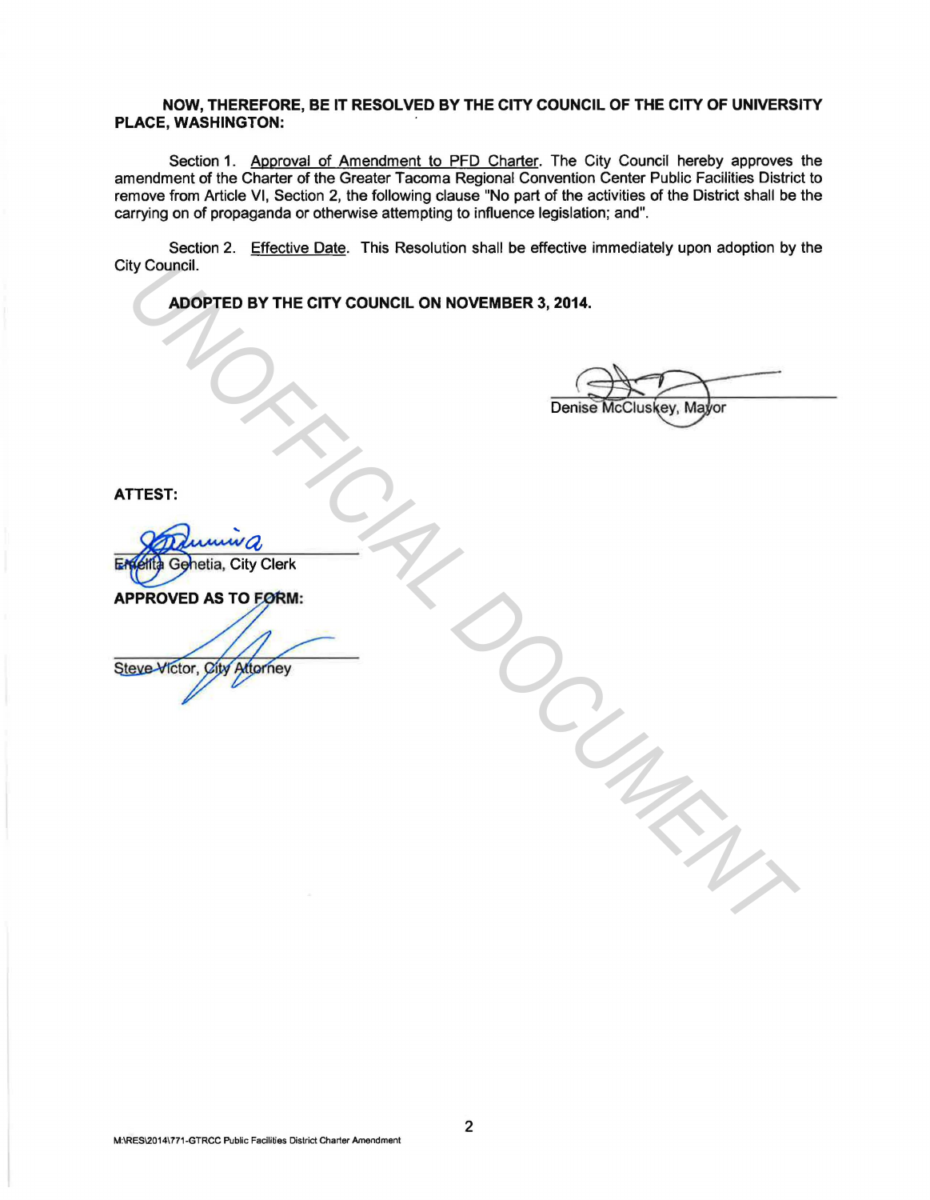**NOW, THEREFORE, BE IT RESOLVED BY THE CITY COUNCIL OF THE CITY OF UNIVERSITY PLACE, WASHINGTON:**

Section 1. Approval of Amendment to PFD Charter. The City Council hereby approves the amendment of the Charter of the Greater Tacoma Regional Convention Center Public Facilities District to remove from Article VI, Section 2, the following clause "No part of the activities of the District shall be the carrying on of propaganda or otherwise attempting to influence legislation; and".

Section 2. Effective Date. This Resolution shall be effective immediately upon adoption by the City Council.

**ADOPTED BY THE CITY COUNCIL ON NOVEMBER 3, 2014.**

Denise McCluskey, Mayor

**ATTEST:**

Emelita Genetia, City Clerk

**APPROVED AS TO FORM:**

Steve Victor, City Attorney

M:\RES\2014\771-GTRCC Public Facilities District Charter Amendment